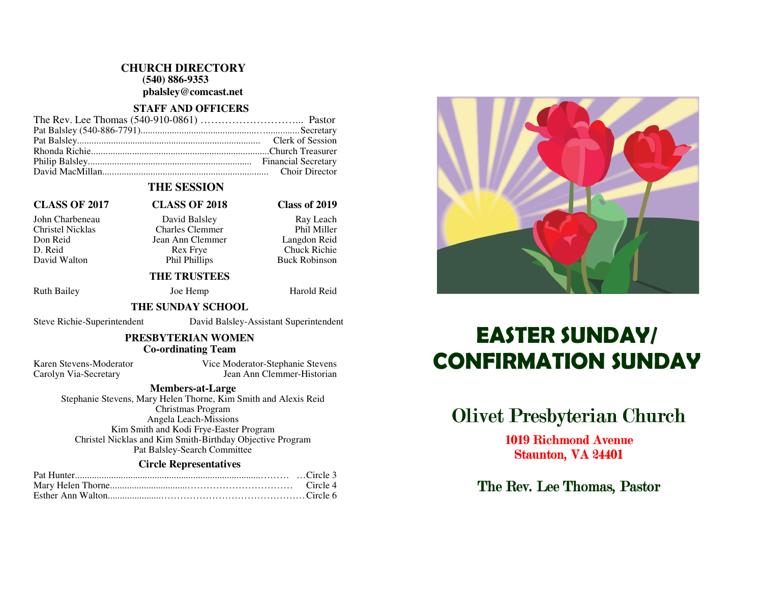## CHURCH DIRECTORY

**(540) 886-9353**

**pbalsley@comcast.net**

### STAFF AND OFFICERS

The Rev. Lee Thomas (540-910-0861) ………………………... Pastor
Pat Balsley (540-886-7791)...............................................…..............Secretary
Pat Balsley........................................................................... Clerk of Session
Rhonda Richie.........................................................................Church Treasurer
Philip Balsley.................................................................... Financial Secretary
David MacMillan.................................................................... Choir Director

### THE SESSION

| CLASS OF 2017 | CLASS OF 2018 | Class of 2019 |
|---|---|---|
| John Charbeneau | David Balsley | Ray Leach |
| Christel Nicklas | Charles Clemmer | Phil Miller |
| Don Reid | Jean Ann Clemmer | Langdon Reid |
| D. Reid | Rex Frye | Chuck Richie |
| David Walton | Phil Phillips | Buck Robinson |

### THE TRUSTEES

Ruth Bailey  Joe Hemp  Harold Reid

### THE SUNDAY SCHOOL

Steve Richie-Superintendent  David Balsley-Assistant Superintendent

### PRESBYTERIAN WOMEN
**Co-ordinating Team**

Karen Stevens-Moderator  Vice Moderator-Stephanie Stevens
Carolyn Via-Secretary  Jean Ann Clemmer-Historian

**Members-at-Large**

Stephanie Stevens, Mary Helen Thorne, Kim Smith and Alexis Reid
Christmas Program
Angela Leach-Missions
Kim Smith and Kodi Frye-Easter Program
Christel Nicklas and Kim Smith-Birthday Objective Program
Pat Balsley-Search Committee

**Circle Representatives**

Pat Hunter........................................................................……… …Circle 3
Mary Helen Thorne..............................…………………………… Circle 4
Esther Ann Walton.....................………………………………………Circle 6

# EASTER SUNDAY/ CONFIRMATION SUNDAY

## Olivet Presbyterian Church

**1019 Richmond Avenue**
**Staunton, VA 24401**

**The Rev. Lee Thomas, Pastor**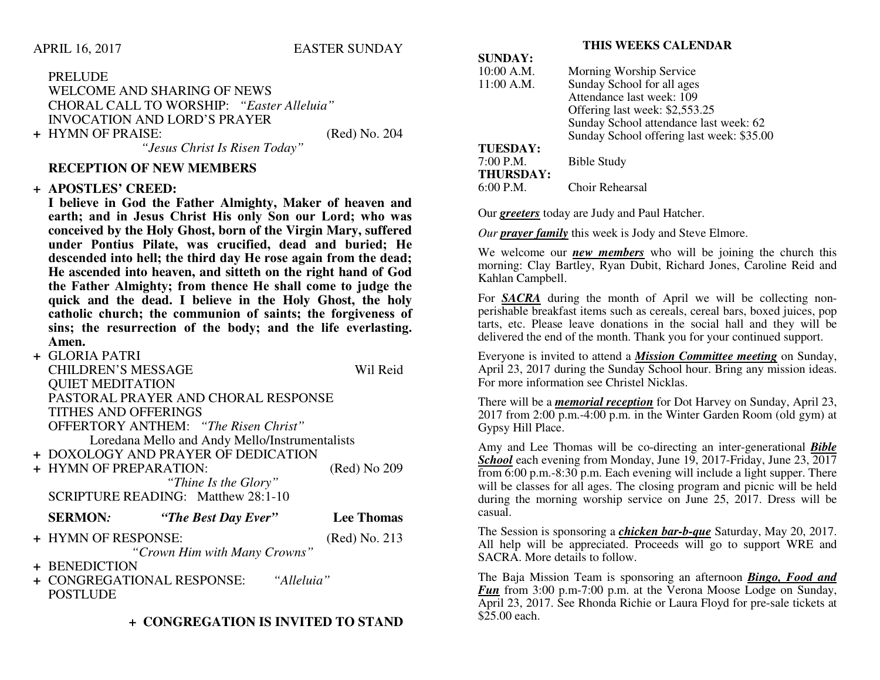APRIL 16, 2017 EASTER SUNDAY

PRELUDE
WELCOME AND SHARING OF NEWS
CHORAL CALL TO WORSHIP: *"Easter Alleluia"*
INVOCATION AND LORD'S PRAYER
\+ HYMN OF PRAISE: (Red) No. 204
*"Jesus Christ Is Risen Today"*

**RECEPTION OF NEW MEMBERS**

\+ **APOSTLES' CREED:**
**I believe in God the Father Almighty, Maker of heaven and earth; and in Jesus Christ His only Son our Lord; who was conceived by the Holy Ghost, born of the Virgin Mary, suffered under Pontius Pilate, was crucified, dead and buried; He descended into hell; the third day He rose again from the dead; He ascended into heaven, and sitteth on the right hand of God the Father Almighty; from thence He shall come to judge the quick and the dead. I believe in the Holy Ghost, the holy catholic church; the communion of saints; the forgiveness of sins; the resurrection of the body; and the life everlasting. Amen.**

\+ GLORIA PATRI
CHILDREN'S MESSAGE Wil Reid
QUIET MEDITATION
PASTORAL PRAYER AND CHORAL RESPONSE
TITHES AND OFFERINGS
OFFERTORY ANTHEM: *"The Risen Christ"*
Loredana Mello and Andy Mello/Instrumentalists
\+ DOXOLOGY AND PRAYER OF DEDICATION
\+ HYMN OF PREPARATION: (Red) No 209
*"Thine Is the Glory"*
SCRIPTURE READING: Matthew 28:1-10

**SERMON*:*** ***"The Best Day Ever"*** **Lee Thomas**

\+ HYMN OF RESPONSE: (Red) No. 213
*"Crown Him with Many Crowns"*
\+ BENEDICTION
\+ CONGREGATIONAL RESPONSE: *"Alleluia"*
POSTLUDE

**+ CONGREGATION IS INVITED TO STAND**

## THIS WEEKS CALENDAR

**SUNDAY:**
10:00 A.M. Morning Worship Service
11:00 A.M. Sunday School for all ages
Attendance last week: 109
Offering last week: $2,553.25
Sunday School attendance last week: 62
Sunday School offering last week: $35.00

**TUESDAY:**
7:00 P.M. Bible Study

**THURSDAY:**
6:00 P.M. Choir Rehearsal

Our ***greeters*** today are Judy and Paul Hatcher.

*Our* ***prayer family*** this week is Jody and Steve Elmore.

We welcome our ***new members*** who will be joining the church this morning: Clay Bartley, Ryan Dubit, Richard Jones, Caroline Reid and Kahlan Campbell.

For ***SACRA*** during the month of April we will be collecting non-perishable breakfast items such as cereals, cereal bars, boxed juices, pop tarts, etc. Please leave donations in the social hall and they will be delivered the end of the month. Thank you for your continued support.

Everyone is invited to attend a ***Mission Committee meeting*** on Sunday, April 23, 2017 during the Sunday School hour. Bring any mission ideas. For more information see Christel Nicklas.

There will be a ***memorial reception*** for Dot Harvey on Sunday, April 23, 2017 from 2:00 p.m.-4:00 p.m. in the Winter Garden Room (old gym) at Gypsy Hill Place.

Amy and Lee Thomas will be co-directing an inter-generational ***Bible School*** each evening from Monday, June 19, 2017-Friday, June 23, 2017 from 6:00 p.m.-8:30 p.m. Each evening will include a light supper. There will be classes for all ages. The closing program and picnic will be held during the morning worship service on June 25, 2017. Dress will be casual.

The Session is sponsoring a ***chicken bar-b-que*** Saturday, May 20, 2017. All help will be appreciated. Proceeds will go to support WRE and SACRA. More details to follow.

The Baja Mission Team is sponsoring an afternoon ***Bingo, Food and Fun*** from 3:00 p.m-7:00 p.m. at the Verona Moose Lodge on Sunday, April 23, 2017. See Rhonda Richie or Laura Floyd for pre-sale tickets at $25.00 each.